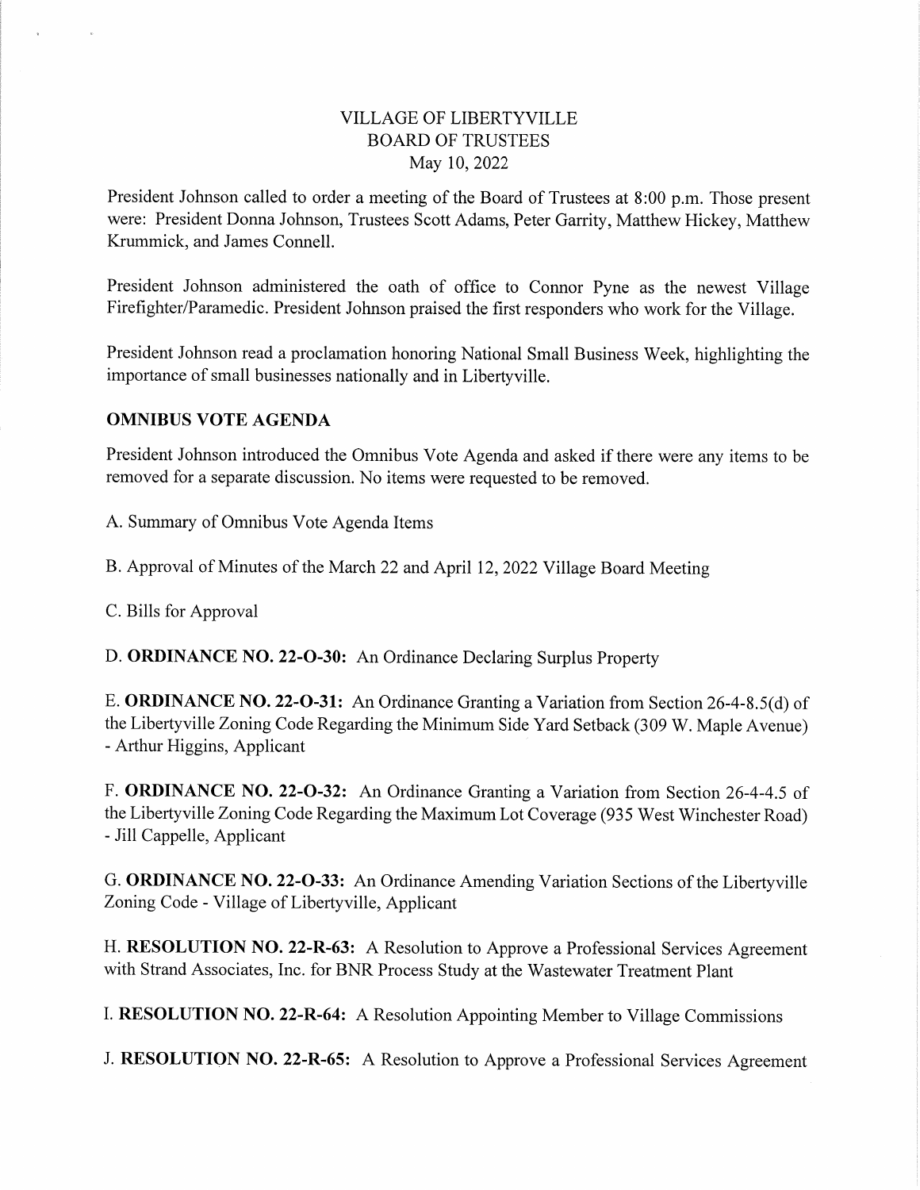VILLAGE OF LIBERTYVILLE
BOARD OF TRUSTEES
May 10, 2022

President Johnson called to order a meeting of the Board of Trustees at 8:00 p.m. Those present were: President Donna Johnson, Trustees Scott Adams, Peter Garrity, Matthew Hickey, Matthew Krummick, and James Connell.

President Johnson administered the oath of office to Connor Pyne as the newest Village Firefighter/Paramedic. President Johnson praised the first responders who work for the Village.

President Johnson read a proclamation honoring National Small Business Week, highlighting the importance of small businesses nationally and in Libertyville.

**OMNIBUS VOTE AGENDA**

President Johnson introduced the Omnibus Vote Agenda and asked if there were any items to be removed for a separate discussion. No items were requested to be removed.

A. Summary of Omnibus Vote Agenda Items

B. Approval of Minutes of the March 22 and April 12, 2022 Village Board Meeting

C. Bills for Approval

D. **ORDINANCE NO. 22-O-30:** An Ordinance Declaring Surplus Property

E. **ORDINANCE NO. 22-O-31:** An Ordinance Granting a Variation from Section 26-4-8.5(d) of the Libertyville Zoning Code Regarding the Minimum Side Yard Setback (309 W. Maple Avenue) - Arthur Higgins, Applicant

F. **ORDINANCE NO. 22-O-32:** An Ordinance Granting a Variation from Section 26-4-4.5 of the Libertyville Zoning Code Regarding the Maximum Lot Coverage (935 West Winchester Road) - Jill Cappelle, Applicant

G. **ORDINANCE NO. 22-O-33:** An Ordinance Amending Variation Sections of the Libertyville Zoning Code - Village of Libertyville, Applicant

H. **RESOLUTION NO. 22-R-63:** A Resolution to Approve a Professional Services Agreement with Strand Associates, Inc. for BNR Process Study at the Wastewater Treatment Plant

I. **RESOLUTION NO. 22-R-64:** A Resolution Appointing Member to Village Commissions

J. **RESOLUTION NO. 22-R-65:** A Resolution to Approve a Professional Services Agreement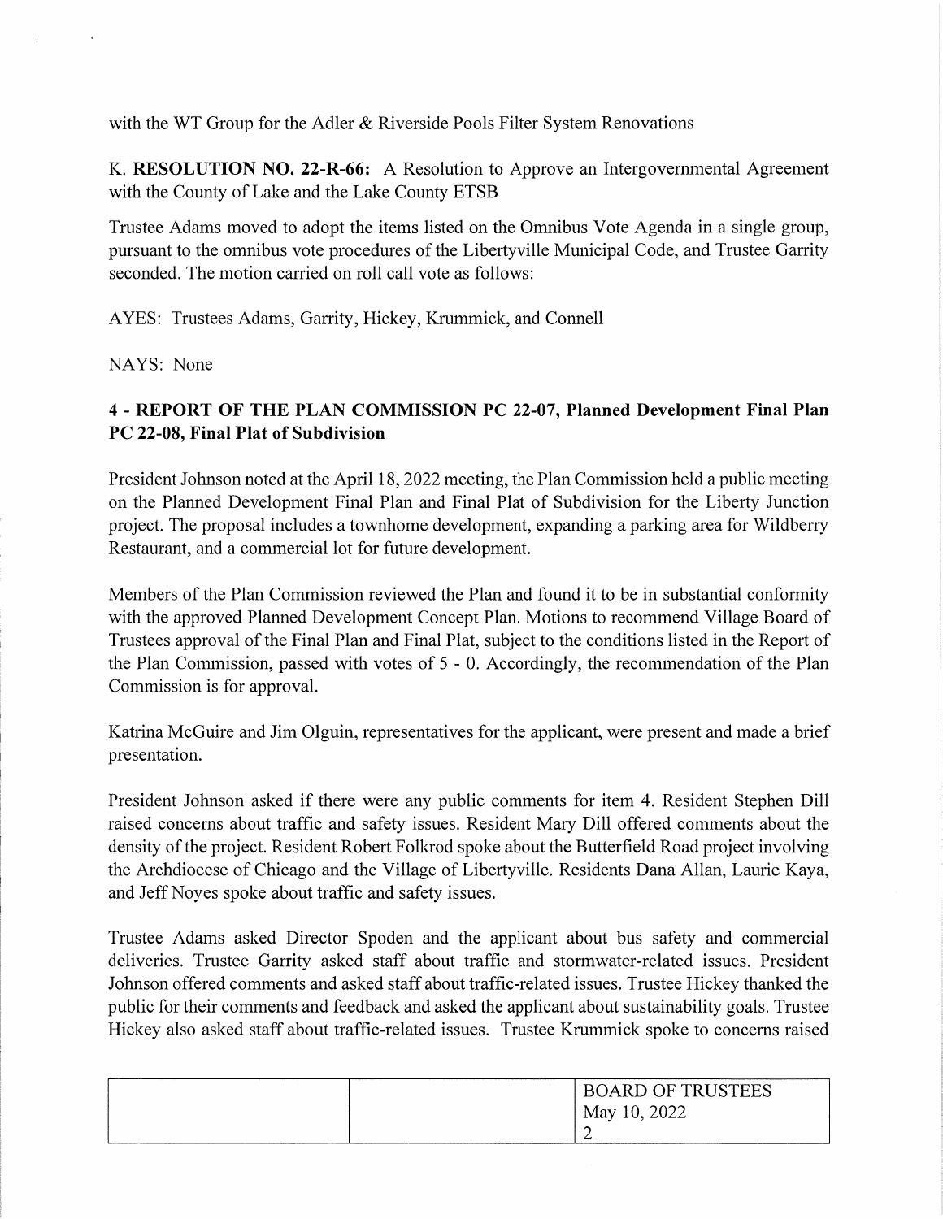with the WT Group for the Adler & Riverside Pools Filter System Renovations

K. **RESOLUTION NO. 22-R-66:** A Resolution to Approve an Intergovernmental Agreement with the County of Lake and the Lake County ETSB

Trustee Adams moved to adopt the items listed on the Omnibus Vote Agenda in a single group, pursuant to the omnibus vote procedures of the Libertyville Municipal Code, and Trustee Garrity seconded. The motion carried on roll call vote as follows:

AYES: Trustees Adams, Garrity, Hickey, Krummick, and Connell

NAYS: None

**4 - REPORT OF THE PLAN COMMISSION PC 22-07, Planned Development Final Plan PC 22-08, Final Plat of Subdivision**

President Johnson noted at the April 18, 2022 meeting, the Plan Commission held a public meeting on the Planned Development Final Plan and Final Plat of Subdivision for the Liberty Junction project. The proposal includes a townhome development, expanding a parking area for Wildberry Restaurant, and a commercial lot for future development.

Members of the Plan Commission reviewed the Plan and found it to be in substantial conformity with the approved Planned Development Concept Plan. Motions to recommend Village Board of Trustees approval of the Final Plan and Final Plat, subject to the conditions listed in the Report of the Plan Commission, passed with votes of 5 - 0. Accordingly, the recommendation of the Plan Commission is for approval.

Katrina McGuire and Jim Olguin, representatives for the applicant, were present and made a brief presentation.

President Johnson asked if there were any public comments for item 4. Resident Stephen Dill raised concerns about traffic and safety issues. Resident Mary Dill offered comments about the density of the project. Resident Robert Folkrod spoke about the Butterfield Road project involving the Archdiocese of Chicago and the Village of Libertyville. Residents Dana Allan, Laurie Kaya, and Jeff Noyes spoke about traffic and safety issues.

Trustee Adams asked Director Spoden and the applicant about bus safety and commercial deliveries. Trustee Garrity asked staff about traffic and stormwater-related issues. President Johnson offered comments and asked staff about traffic-related issues. Trustee Hickey thanked the public for their comments and feedback and asked the applicant about sustainability goals. Trustee Hickey also asked staff about traffic-related issues. Trustee Krummick spoke to concerns raised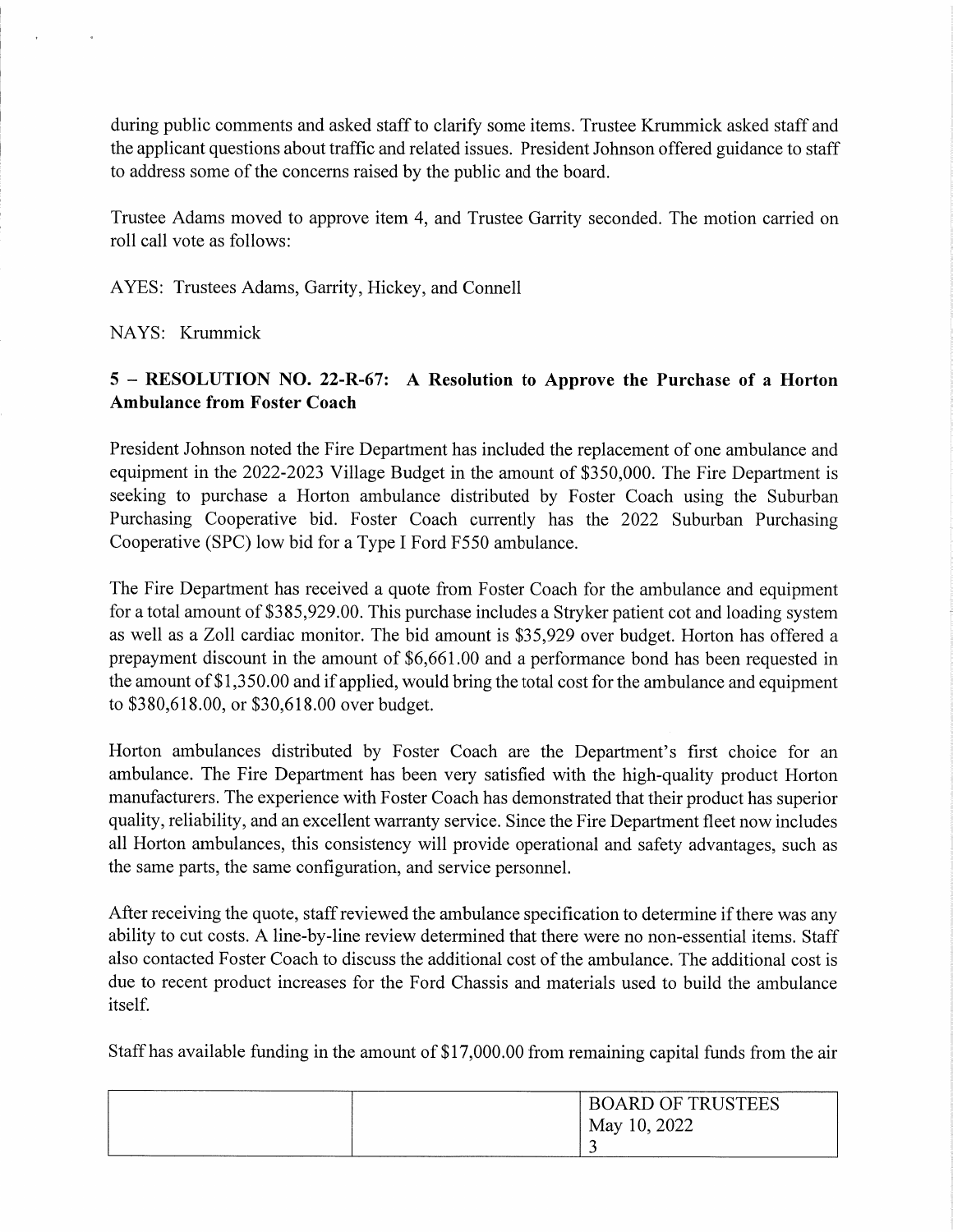during public comments and asked staff to clarify some items. Trustee Krummick asked staff and the applicant questions about traffic and related issues. President Johnson offered guidance to staff to address some of the concerns raised by the public and the board.

Trustee Adams moved to approve item 4, and Trustee Garrity seconded. The motion carried on roll call vote as follows:

AYES: Trustees Adams, Garrity, Hickey, and Connell

NAYS: Krummick

**5 – RESOLUTION NO. 22-R-67: A Resolution to Approve the Purchase of a Horton Ambulance from Foster Coach**

President Johnson noted the Fire Department has included the replacement of one ambulance and equipment in the 2022-2023 Village Budget in the amount of $350,000. The Fire Department is seeking to purchase a Horton ambulance distributed by Foster Coach using the Suburban Purchasing Cooperative bid. Foster Coach currently has the 2022 Suburban Purchasing Cooperative (SPC) low bid for a Type I Ford F550 ambulance.

The Fire Department has received a quote from Foster Coach for the ambulance and equipment for a total amount of $385,929.00. This purchase includes a Stryker patient cot and loading system as well as a Zoll cardiac monitor. The bid amount is $35,929 over budget. Horton has offered a prepayment discount in the amount of $6,661.00 and a performance bond has been requested in the amount of $1,350.00 and if applied, would bring the total cost for the ambulance and equipment to $380,618.00, or $30,618.00 over budget.

Horton ambulances distributed by Foster Coach are the Department's first choice for an ambulance. The Fire Department has been very satisfied with the high-quality product Horton manufacturers. The experience with Foster Coach has demonstrated that their product has superior quality, reliability, and an excellent warranty service. Since the Fire Department fleet now includes all Horton ambulances, this consistency will provide operational and safety advantages, such as the same parts, the same configuration, and service personnel.

After receiving the quote, staff reviewed the ambulance specification to determine if there was any ability to cut costs. A line-by-line review determined that there were no non-essential items. Staff also contacted Foster Coach to discuss the additional cost of the ambulance. The additional cost is due to recent product increases for the Ford Chassis and materials used to build the ambulance itself.

Staff has available funding in the amount of $17,000.00 from remaining capital funds from the air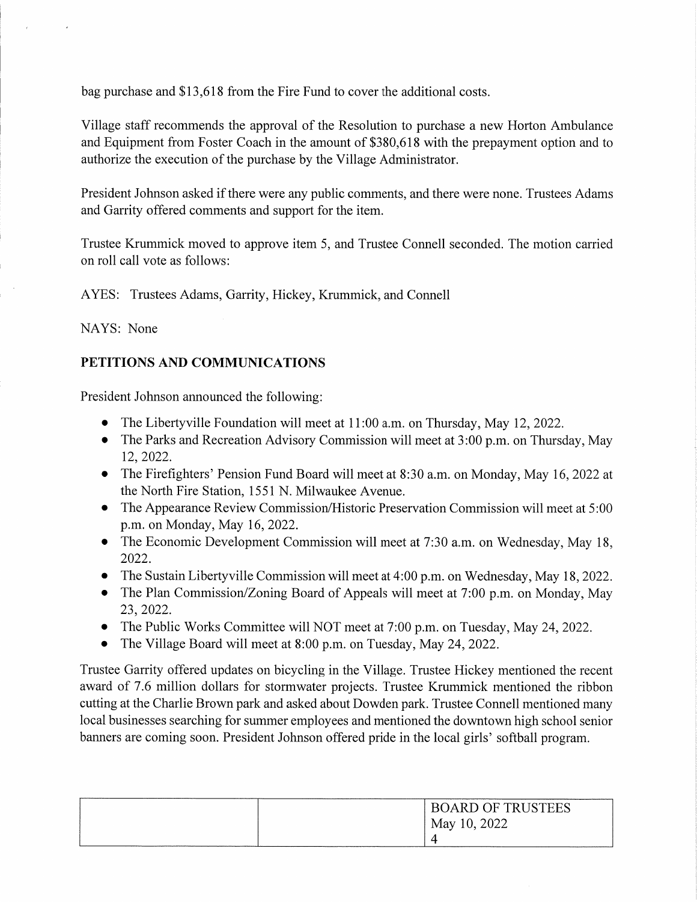bag purchase and $13,618 from the Fire Fund to cover the additional costs.

Village staff recommends the approval of the Resolution to purchase a new Horton Ambulance and Equipment from Foster Coach in the amount of $380,618 with the prepayment option and to authorize the execution of the purchase by the Village Administrator.

President Johnson asked if there were any public comments, and there were none. Trustees Adams and Garrity offered comments and support for the item.

Trustee Krummick moved to approve item 5, and Trustee Connell seconded. The motion carried on roll call vote as follows:

AYES: Trustees Adams, Garrity, Hickey, Krummick, and Connell

NAYS: None

## PETITIONS AND COMMUNICATIONS

President Johnson announced the following:

- The Libertyville Foundation will meet at 11:00 a.m. on Thursday, May 12, 2022.
- The Parks and Recreation Advisory Commission will meet at 3:00 p.m. on Thursday, May 12, 2022.
- The Firefighters' Pension Fund Board will meet at 8:30 a.m. on Monday, May 16, 2022 at the North Fire Station, 1551 N. Milwaukee Avenue.
- The Appearance Review Commission/Historic Preservation Commission will meet at 5:00 p.m. on Monday, May 16, 2022.
- The Economic Development Commission will meet at 7:30 a.m. on Wednesday, May 18, 2022.
- The Sustain Libertyville Commission will meet at 4:00 p.m. on Wednesday, May 18, 2022.
- The Plan Commission/Zoning Board of Appeals will meet at 7:00 p.m. on Monday, May 23, 2022.
- The Public Works Committee will NOT meet at 7:00 p.m. on Tuesday, May 24, 2022.
- The Village Board will meet at 8:00 p.m. on Tuesday, May 24, 2022.

Trustee Garrity offered updates on bicycling in the Village. Trustee Hickey mentioned the recent award of 7.6 million dollars for stormwater projects. Trustee Krummick mentioned the ribbon cutting at the Charlie Brown park and asked about Dowden park. Trustee Connell mentioned many local businesses searching for summer employees and mentioned the downtown high school senior banners are coming soon. President Johnson offered pride in the local girls' softball program.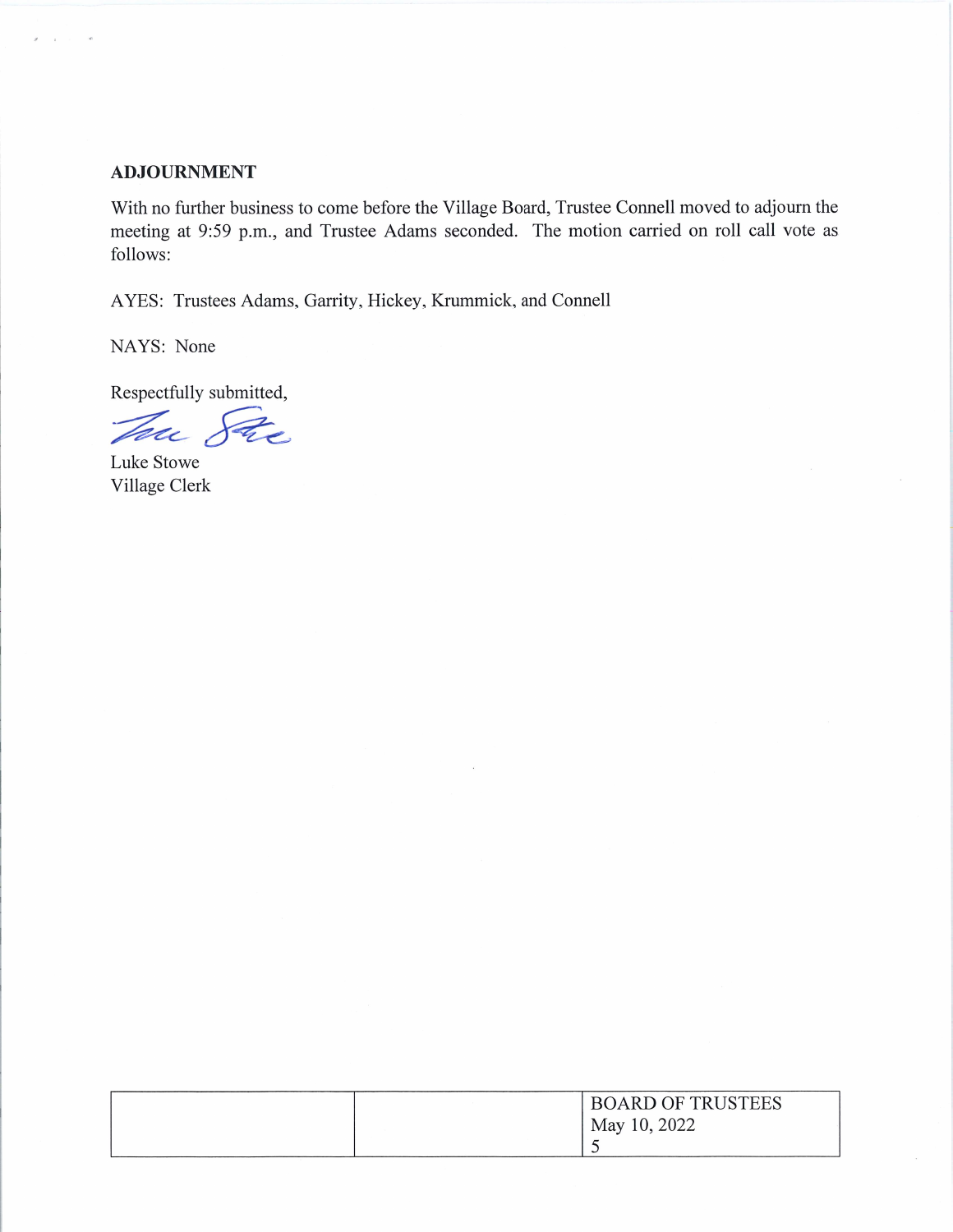## ADJOURNMENT

With no further business to come before the Village Board, Trustee Connell moved to adjourn the meeting at 9:59 p.m., and Trustee Adams seconded. The motion carried on roll call vote as follows:

AYES: Trustees Adams, Garrity, Hickey, Krummick, and Connell

NAYS: None

Respectfully submitted,

Luke Stowe
Village Clerk